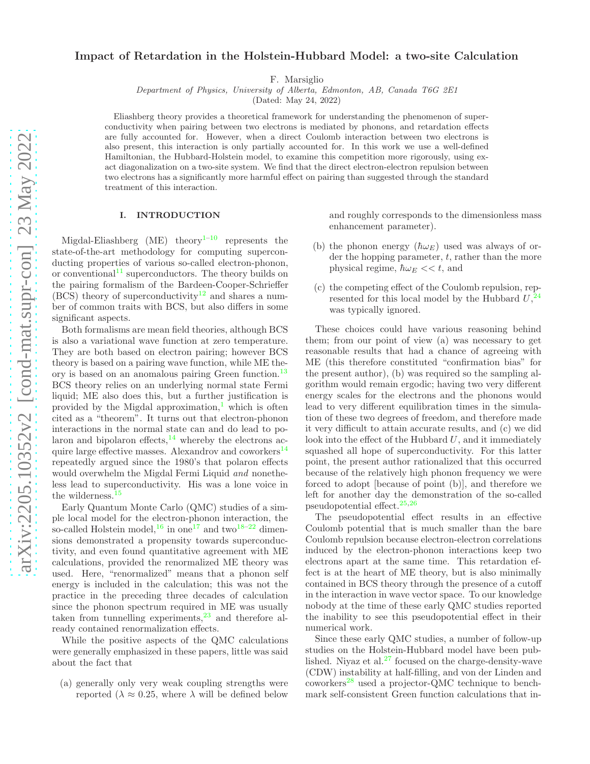# Impact of Retardation in the Holstein-Hubbard Model: a two-site Calculation

F. Marsiglio

*Department of Physics, University of Alberta, Edmonton, AB, Canada T6G 2E1*

(Dated: May 24, 2022)

Eliashberg theory provides a theoretical framework for understanding the phenomenon of superconductivity when pairing between two electrons is mediated by phonons, and retardation effects are fully accounted for. However, when a direct Coulomb interaction between two electrons is also present, this interaction is only partially accounted for. In this work we use a well-defined Hamiltonian, the Hubbard-Holstein model, to examine this competition more rigorously, using exact diagonalization on a two-site system. We find that the direct electron-electron repulsion between two electrons has a significantly more harmful effect on pairing than suggested through the standard treatment of this interaction.

## I. INTRODUCTION

Migdal-Eliashberg (ME) theory[1–10] represents the state-of-the-art methodology for computing superconducting properties of various so-called electron-phonon, or conventional[11] superconductors. The theory builds on the pairing formalism of the Bardeen-Cooper-Schrieffer (BCS) theory of superconductivity[12] and shares a number of common traits with BCS, but also differs in some significant aspects.

Both formalisms are mean field theories, although BCS is also a variational wave function at zero temperature. They are both based on electron pairing; however BCS theory is based on a pairing wave function, while ME theory is based on an anomalous pairing Green function.[13] BCS theory relies on an underlying normal state Fermi liquid; ME also does this, but a further justification is provided by the Migdal approximation,[1] which is often cited as a "theorem". It turns out that electron-phonon interactions in the normal state can and do lead to polaron and bipolaron effects,[14] whereby the electrons acquire large effective masses. Alexandrov and coworkers[14] repeatedly argued since the 1980's that polaron effects would overwhelm the Migdal Fermi Liquid *and* nonetheless lead to superconductivity. His was a lone voice in the wilderness.[15]

Early Quantum Monte Carlo (QMC) studies of a simple local model for the electron-phonon interaction, the so-called Holstein model,[16] in one[17] and two[18–22] dimensions demonstrated a propensity towards superconductivity, and even found quantitative agreement with ME calculations, provided the renormalized ME theory was used. Here, "renormalized" means that a phonon self energy is included in the calculation; this was not the practice in the preceding three decades of calculation since the phonon spectrum required in ME was usually taken from tunnelling experiments,[23] and therefore already contained renormalization effects.

While the positive aspects of the QMC calculations were generally emphasized in these papers, little was said about the fact that

(a) generally only very weak coupling strengths were reported ($\lambda \approx 0.25$, where $\lambda$ will be defined below and roughly corresponds to the dimensionless mass enhancement parameter).

(b) the phonon energy ($\hbar\omega_E$) used was always of order the hopping parameter, $t$, rather than the more physical regime, $\hbar\omega_E << t$, and

(c) the competing effect of the Coulomb repulsion, represented for this local model by the Hubbard $U$,[24] was typically ignored.

These choices could have various reasoning behind them; from our point of view (a) was necessary to get reasonable results that had a chance of agreeing with ME (this therefore constituted "confirmation bias" for the present author), (b) was required so the sampling algorithm would remain ergodic; having two very different energy scales for the electrons and the phonons would lead to very different equilibration times in the simulation of these two degrees of freedom, and therefore made it very difficult to attain accurate results, and (c) we did look into the effect of the Hubbard $U$, and it immediately squashed all hope of superconductivity. For this latter point, the present author rationalized that this occurred because of the relatively high phonon frequency we were forced to adopt [because of point (b)], and therefore we left for another day the demonstration of the so-called pseudopotential effect.[25,26]

The pseudopotential effect results in an effective Coulomb potential that is much smaller than the bare Coulomb repulsion because electron-electron correlations induced by the electron-phonon interactions keep two electrons apart at the same time. This retardation effect is at the heart of ME theory, but is also minimally contained in BCS theory through the presence of a cutoff in the interaction in wave vector space. To our knowledge nobody at the time of these early QMC studies reported the inability to see this pseudopotential effect in their numerical work.

Since these early QMC studies, a number of follow-up studies on the Holstein-Hubbard model have been published. Niyaz et al.[27] focused on the charge-density-wave (CDW) instability at half-filling, and von der Linden and coworkers[28] used a projector-QMC technique to benchmark self-consistent Green function calculations that in-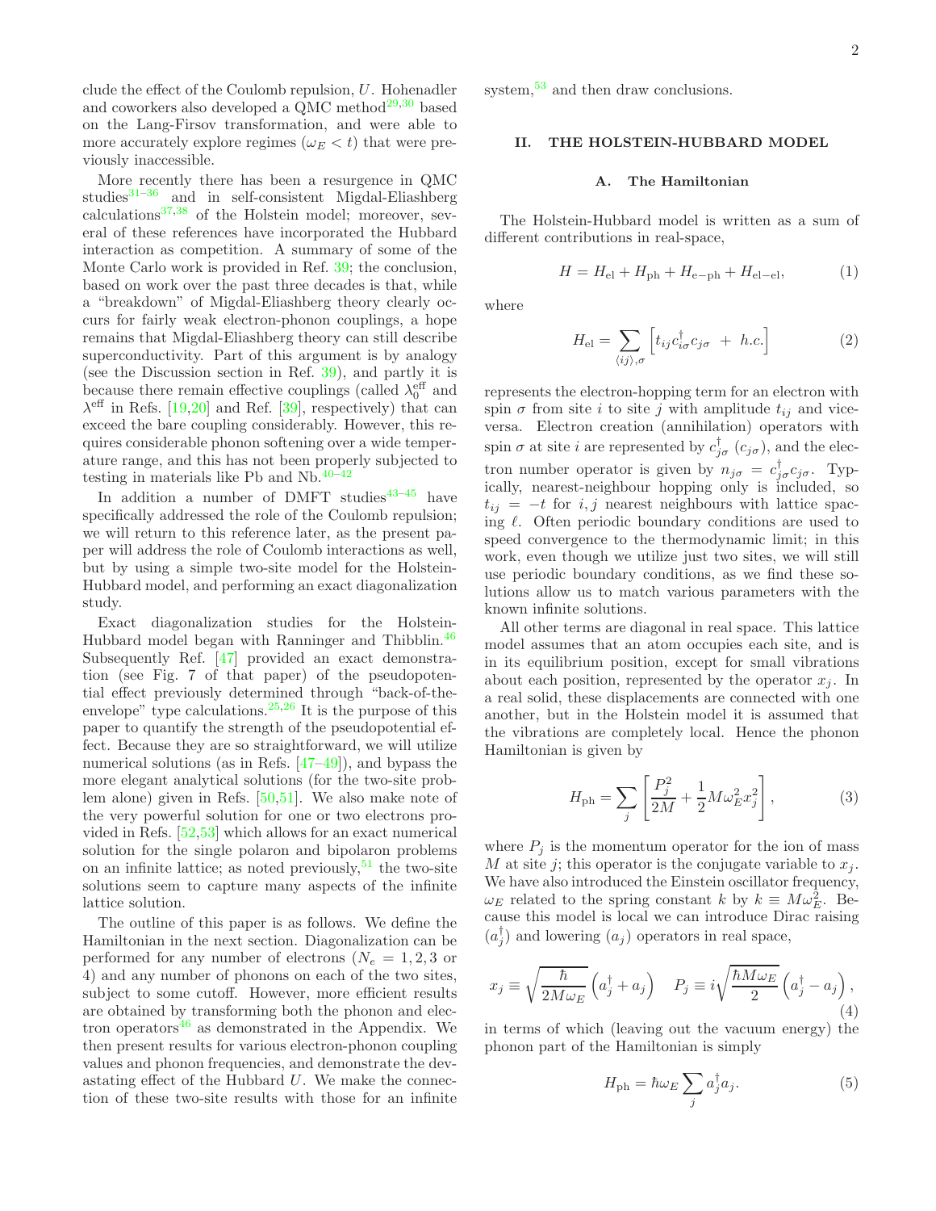clude the effect of the Coulomb repulsion, $U$. Hohenadler and coworkers also developed a QMC method[29,30] based on the Lang-Firsov transformation, and were able to more accurately explore regimes ($\omega_E < t$) that were previously inaccessible.

More recently there has been a resurgence in QMC studies[31–36] and in self-consistent Migdal-Eliashberg calculations[37,38] of the Holstein model; moreover, several of these references have incorporated the Hubbard interaction as competition. A summary of some of the Monte Carlo work is provided in Ref. 39; the conclusion, based on work over the past three decades is that, while a "breakdown" of Migdal-Eliashberg theory clearly occurs for fairly weak electron-phonon couplings, a hope remains that Migdal-Eliashberg theory can still describe superconductivity. Part of this argument is by analogy (see the Discussion section in Ref. 39), and partly it is because there remain effective couplings (called $\lambda_0^{\rm eff}$ and $\lambda^{\rm eff}$ in Refs. [19,20] and Ref. [39], respectively) that can exceed the bare coupling considerably. However, this requires considerable phonon softening over a wide temperature range, and this has not been properly subjected to testing in materials like Pb and Nb.[40–42]

In addition a number of DMFT studies[43–45] have specifically addressed the role of the Coulomb repulsion; we will return to this reference later, as the present paper will address the role of Coulomb interactions as well, but by using a simple two-site model for the Holstein-Hubbard model, and performing an exact diagonalization study.

Exact diagonalization studies for the Holstein-Hubbard model began with Ranninger and Thibblin.[46] Subsequently Ref. [47] provided an exact demonstration (see Fig. 7 of that paper) of the pseudopotential effect previously determined through "back-of-the-envelope" type calculations.[25,26] It is the purpose of this paper to quantify the strength of the pseudopotential effect. Because they are so straightforward, we will utilize numerical solutions (as in Refs. [47–49]), and bypass the more elegant analytical solutions (for the two-site problem alone) given in Refs. [50,51]. We also make note of the very powerful solution for one or two electrons provided in Refs. [52,53] which allows for an exact numerical solution for the single polaron and bipolaron problems on an infinite lattice; as noted previously,[51] the two-site solutions seem to capture many aspects of the infinite lattice solution.

The outline of this paper is as follows. We define the Hamiltonian in the next section. Diagonalization can be performed for any number of electrons ($N_e = 1, 2, 3$ or 4) and any number of phonons on each of the two sites, subject to some cutoff. However, more efficient results are obtained by transforming both the phonon and electron operators[46] as demonstrated in the Appendix. We then present results for various electron-phonon coupling values and phonon frequencies, and demonstrate the devastating effect of the Hubbard $U$. We make the connection of these two-site results with those for an infinite system,[53] and then draw conclusions.

## II. THE HOLSTEIN-HUBBARD MODEL

### A. The Hamiltonian

The Holstein-Hubbard model is written as a sum of different contributions in real-space,

$$H = H_{\rm el} + H_{\rm ph} + H_{\rm e-ph} + H_{\rm el-el}, \tag{1}$$

where

$$H_{\rm el} = \sum_{\langle ij\rangle,\sigma} \left[ t_{ij} c_{i\sigma}^\dagger c_{j\sigma} \; + \; h.c. \right] \tag{2}$$

represents the electron-hopping term for an electron with spin $\sigma$ from site $i$ to site $j$ with amplitude $t_{ij}$ and vice-versa. Electron creation (annihilation) operators with spin $\sigma$ at site $i$ are represented by $c_{j\sigma}^\dagger$ ($c_{j\sigma}$), and the electron number operator is given by $n_{j\sigma} = c_{j\sigma}^\dagger c_{j\sigma}$. Typically, nearest-neighbour hopping only is included, so $t_{ij} = -t$ for $i, j$ nearest neighbours with lattice spacing $\ell$. Often periodic boundary conditions are used to speed convergence to the thermodynamic limit; in this work, even though we utilize just two sites, we will still use periodic boundary conditions, as we find these solutions allow us to match various parameters with the known infinite solutions.

All other terms are diagonal in real space. This lattice model assumes that an atom occupies each site, and is in its equilibrium position, except for small vibrations about each position, represented by the operator $x_j$. In a real solid, these displacements are connected with one another, but in the Holstein model it is assumed that the vibrations are completely local. Hence the phonon Hamiltonian is given by

$$H_{\rm ph} = \sum_j \left[ \frac{P_j^2}{2M} + \frac{1}{2} M \omega_E^2 x_j^2 \right], \tag{3}$$

where $P_j$ is the momentum operator for the ion of mass $M$ at site $j$; this operator is the conjugate variable to $x_j$. We have also introduced the Einstein oscillator frequency, $\omega_E$ related to the spring constant $k$ by $k \equiv M\omega_E^2$. Because this model is local we can introduce Dirac raising ($a_j^\dagger$) and lowering ($a_j$) operators in real space,

$$x_j \equiv \sqrt{\frac{\hbar}{2M\omega_E}} \left( a_j^\dagger + a_j \right) \quad P_j \equiv i\sqrt{\frac{\hbar M \omega_E}{2}} \left( a_j^\dagger - a_j \right), \tag{4}$$

in terms of which (leaving out the vacuum energy) the phonon part of the Hamiltonian is simply

$$H_{\rm ph} = \hbar\omega_E \sum_j a_j^\dagger a_j. \tag{5}$$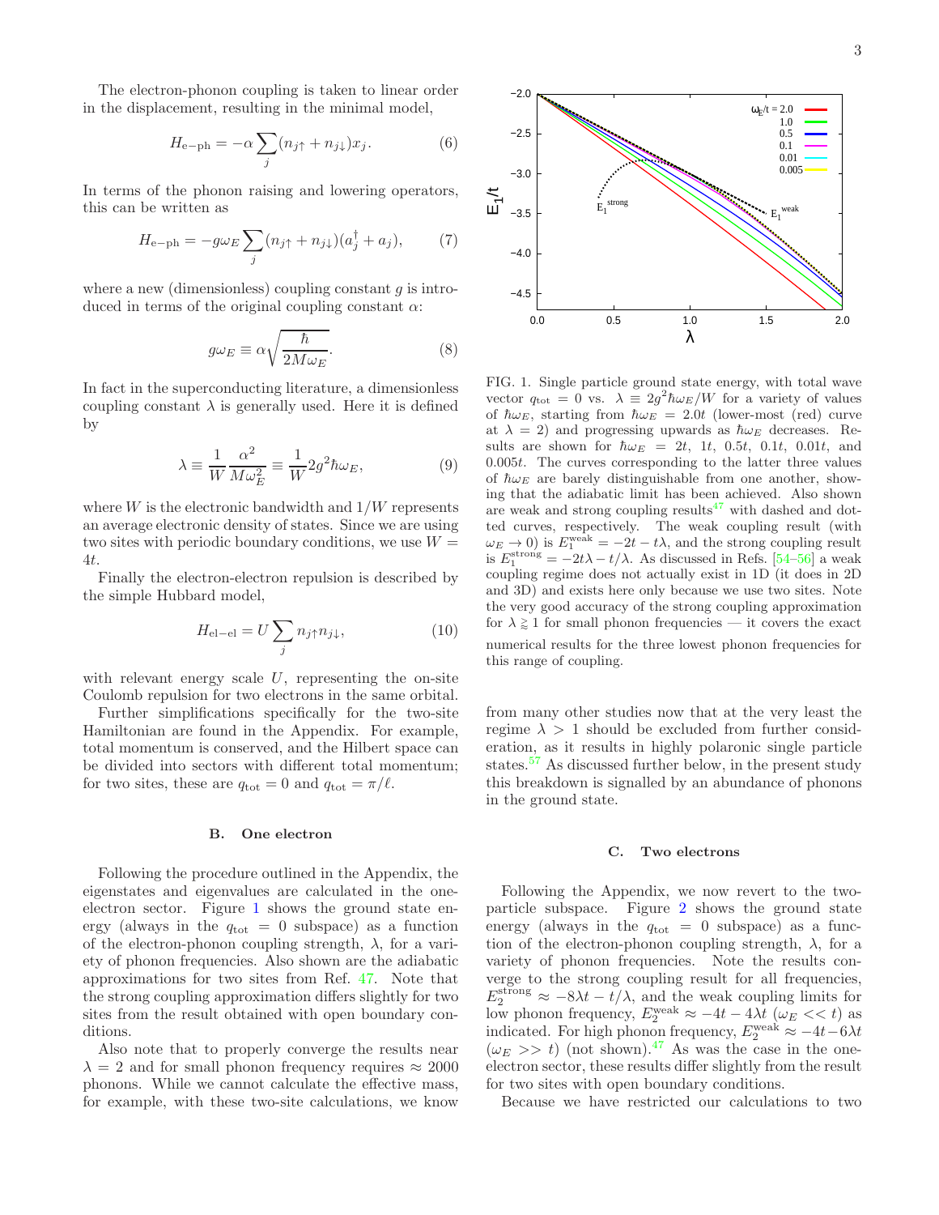The electron-phonon coupling is taken to linear order in the displacement, resulting in the minimal model,

$$H_{\rm e-ph} = -\alpha \sum_j (n_{j\uparrow} + n_{j\downarrow}) x_j. \tag{6}$$

In terms of the phonon raising and lowering operators, this can be written as

$$H_{\rm e-ph} = -g\omega_E \sum_j (n_{j\uparrow} + n_{j\downarrow})(a_j^\dagger + a_j), \tag{7}$$

where a new (dimensionless) coupling constant $g$ is introduced in terms of the original coupling constant $\alpha$:

$$g\omega_E \equiv \alpha\sqrt{\frac{\hbar}{2M\omega_E}}. \tag{8}$$

In fact in the superconducting literature, a dimensionless coupling constant $\lambda$ is generally used. Here it is defined by

$$\lambda \equiv \frac{1}{W}\frac{\alpha^2}{M\omega_E^2} \equiv \frac{1}{W}2g^2\hbar\omega_E, \tag{9}$$

where $W$ is the electronic bandwidth and $1/W$ represents an average electronic density of states. Since we are using two sites with periodic boundary conditions, we use $W = 4t$.

Finally the electron-electron repulsion is described by the simple Hubbard model,

$$H_{\rm el-el} = U \sum_j n_{j\uparrow} n_{j\downarrow}, \tag{10}$$

with relevant energy scale $U$, representing the on-site Coulomb repulsion for two electrons in the same orbital.

Further simplifications specifically for the two-site Hamiltonian are found in the Appendix. For example, total momentum is conserved, and the Hilbert space can be divided into sectors with different total momentum; for two sites, these are $q_{\rm tot} = 0$ and $q_{\rm tot} = \pi/\ell$.

### B. One electron

Following the procedure outlined in the Appendix, the eigenstates and eigenvalues are calculated in the one-electron sector. Figure 1 shows the ground state energy (always in the $q_{\rm tot} = 0$ subspace) as a function of the electron-phonon coupling strength, $\lambda$, for a variety of phonon frequencies. Also shown are the adiabatic approximations for two sites from Ref. 47. Note that the strong coupling approximation differs slightly for two sites from the result obtained with open boundary conditions.

Also note that to properly converge the results near $\lambda = 2$ and for small phonon frequency requires $\approx 2000$ phonons. While we cannot calculate the effective mass, for example, with these two-site calculations, we know from many other studies now that at the very least the regime $\lambda > 1$ should be excluded from further consideration, as it results in highly polaronic single particle states.[57] As discussed further below, in the present study this breakdown is signalled by an abundance of phonons in the ground state.

FIG. 1. Single particle ground state energy, with total wave vector $q_{\rm tot} = 0$ vs. $\lambda \equiv 2g^2\hbar\omega_E/W$ for a variety of values of $\hbar\omega_E$, starting from $\hbar\omega_E = 2.0t$ (lower-most (red) curve at $\lambda = 2$) and progressing upwards as $\hbar\omega_E$ decreases. Results are shown for $\hbar\omega_E = 2t$, $1t$, $0.5t$, $0.1t$, $0.01t$, and $0.005t$. The curves corresponding to the latter three values of $\hbar\omega_E$ are barely distinguishable from one another, showing that the adiabatic limit has been achieved. Also shown are weak and strong coupling results[47] with dashed and dotted curves, respectively. The weak coupling result (with $\omega_E \to 0$) is $E_1^{\rm weak} = -2t - t\lambda$, and the strong coupling result is $E_1^{\rm strong} = -2t\lambda - t/\lambda$. As discussed in Refs. [54–56] a weak coupling regime does not actually exist in 1D (it does in 2D and 3D) and exists here only because we use two sites. Note the very good accuracy of the strong coupling approximation for $\lambda \gtrsim 1$ for small phonon frequencies — it covers the exact numerical results for the three lowest phonon frequencies for this range of coupling.

### C. Two electrons

Following the Appendix, we now revert to the two-particle subspace. Figure 2 shows the ground state energy (always in the $q_{\rm tot} = 0$ subspace) as a function of the electron-phonon coupling strength, $\lambda$, for a variety of phonon frequencies. Note the results converge to the strong coupling result for all frequencies, $E_2^{\rm strong} \approx -8\lambda t - t/\lambda$, and the weak coupling limits for low phonon frequency, $E_2^{\rm weak} \approx -4t - 4\lambda t$ ($\omega_E << t$) as indicated. For high phonon frequency, $E_2^{\rm weak} \approx -4t - 6\lambda t$ ($\omega_E >> t$) (not shown).[47] As was the case in the one-electron sector, these results differ slightly from the result for two sites with open boundary conditions.

Because we have restricted our calculations to two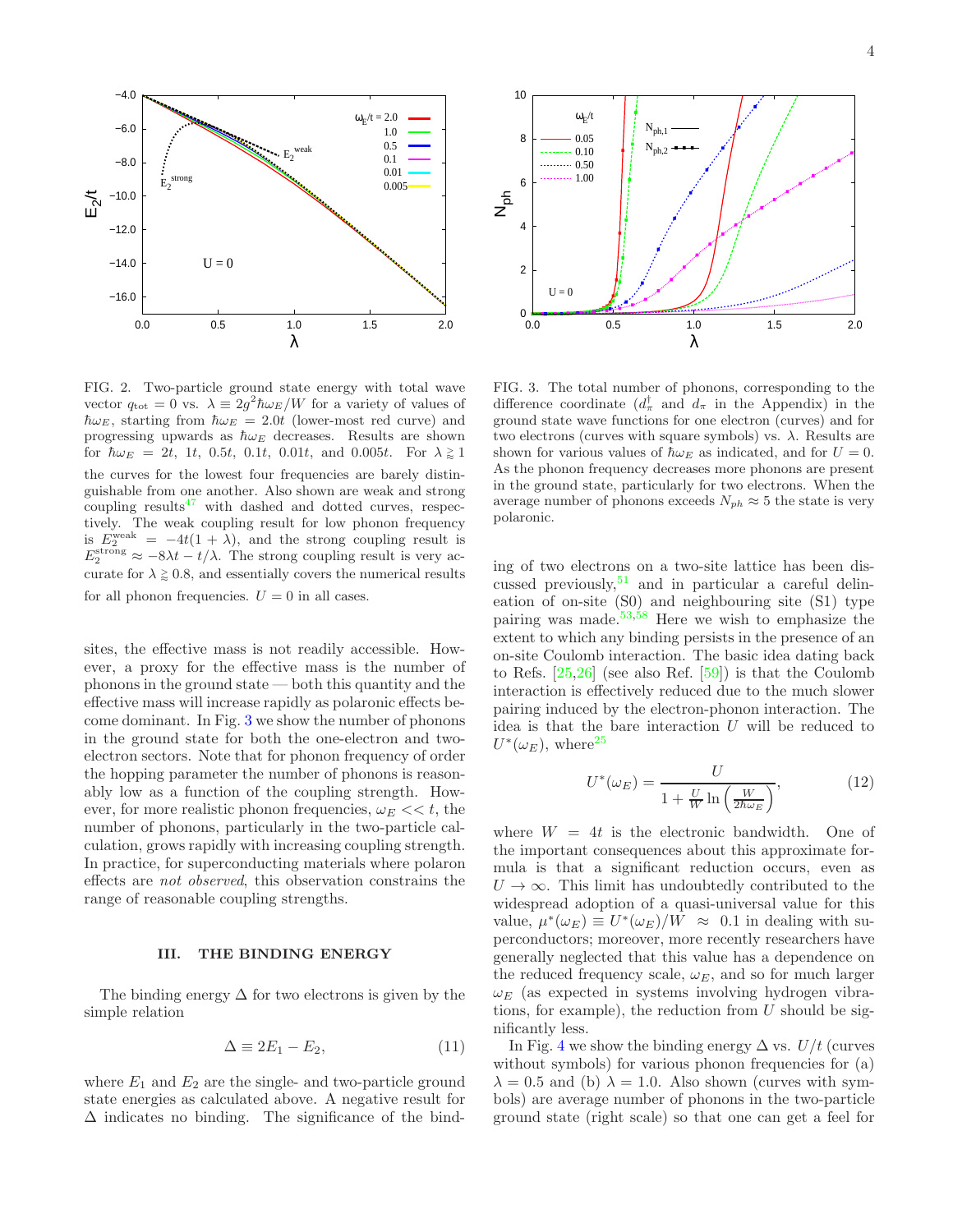FIG. 2. Two-particle ground state energy with total wave vector $q_{\rm tot} = 0$ vs. $\lambda \equiv 2g^2\hbar\omega_E/W$ for a variety of values of $\hbar\omega_E$, starting from $\hbar\omega_E = 2.0t$ (lower-most red curve) and progressing upwards as $\hbar\omega_E$ decreases. Results are shown for $\hbar\omega_E = 2t$, $1t$, $0.5t$, $0.1t$, $0.01t$, and $0.005t$. For $\lambda \gtrsim 1$ the curves for the lowest four frequencies are barely distinguishable from one another. Also shown are weak and strong coupling results[47] with dashed and dotted curves, respectively. The weak coupling result for low phonon frequency is $E_2^{\rm weak} = -4t(1+\lambda)$, and the strong coupling result is $E_2^{\rm strong} \approx -8\lambda t - t/\lambda$. The strong coupling result is very accurate for $\lambda \gtrapprox 0.8$, and essentially covers the numerical results for all phonon frequencies. $U = 0$ in all cases.

FIG. 3. The total number of phonons, corresponding to the difference coordinate ($d_\pi^\dagger$ and $d_\pi$ in the Appendix) in the ground state wave functions for one electron (curves) and for two electrons (curves with square symbols) vs. $\lambda$. Results are shown for various values of $\hbar\omega_E$ as indicated, and for $U = 0$. As the phonon frequency decreases more phonons are present in the ground state, particularly for two electrons. When the average number of phonons exceeds $N_{ph} \approx 5$ the state is very polaronic.

sites, the effective mass is not readily accessible. However, a proxy for the effective mass is the number of phonons in the ground state — both this quantity and the effective mass will increase rapidly as polaronic effects become dominant. In Fig. 3 we show the number of phonons in the ground state for both the one-electron and two-electron sectors. Note that for phonon frequency of order the hopping parameter the number of phonons is reasonably low as a function of the coupling strength. However, for more realistic phonon frequencies, $\omega_E << t$, the number of phonons, particularly in the two-particle calculation, grows rapidly with increasing coupling strength. In practice, for superconducting materials where polaron effects are *not observed*, this observation constrains the range of reasonable coupling strengths.

## III. THE BINDING ENERGY

The binding energy $\Delta$ for two electrons is given by the simple relation

$$\Delta \equiv 2E_1 - E_2, \tag{11}$$

where $E_1$ and $E_2$ are the single- and two-particle ground state energies as calculated above. A negative result for $\Delta$ indicates no binding. The significance of the binding of two electrons on a two-site lattice has been discussed previously,[51] and in particular a careful delineation of on-site (S0) and neighbouring site (S1) type pairing was made.[53,58] Here we wish to emphasize the extent to which any binding persists in the presence of an on-site Coulomb interaction. The basic idea dating back to Refs. [25,26] (see also Ref. [59]) is that the Coulomb interaction is effectively reduced due to the much slower pairing induced by the electron-phonon interaction. The idea is that the bare interaction $U$ will be reduced to $U^*(\omega_E)$, where[25]

$$U^*(\omega_E) = \frac{U}{1 + \frac{U}{W}\ln\left(\frac{W}{2\hbar\omega_E}\right)}, \tag{12}$$

where $W = 4t$ is the electronic bandwidth. One of the important consequences about this approximate formula is that a significant reduction occurs, even as $U \to \infty$. This limit has undoubtedly contributed to the widespread adoption of a quasi-universal value for this value, $\mu^*(\omega_E) \equiv U^*(\omega_E)/W \approx 0.1$ in dealing with superconductors; moreover, more recently researchers have generally neglected that this value has a dependence on the reduced frequency scale, $\omega_E$, and so for much larger $\omega_E$ (as expected in systems involving hydrogen vibrations, for example), the reduction from $U$ should be significantly less.

In Fig. 4 we show the binding energy $\Delta$ vs. $U/t$ (curves without symbols) for various phonon frequencies for (a) $\lambda = 0.5$ and (b) $\lambda = 1.0$. Also shown (curves with symbols) are average number of phonons in the two-particle ground state (right scale) so that one can get a feel for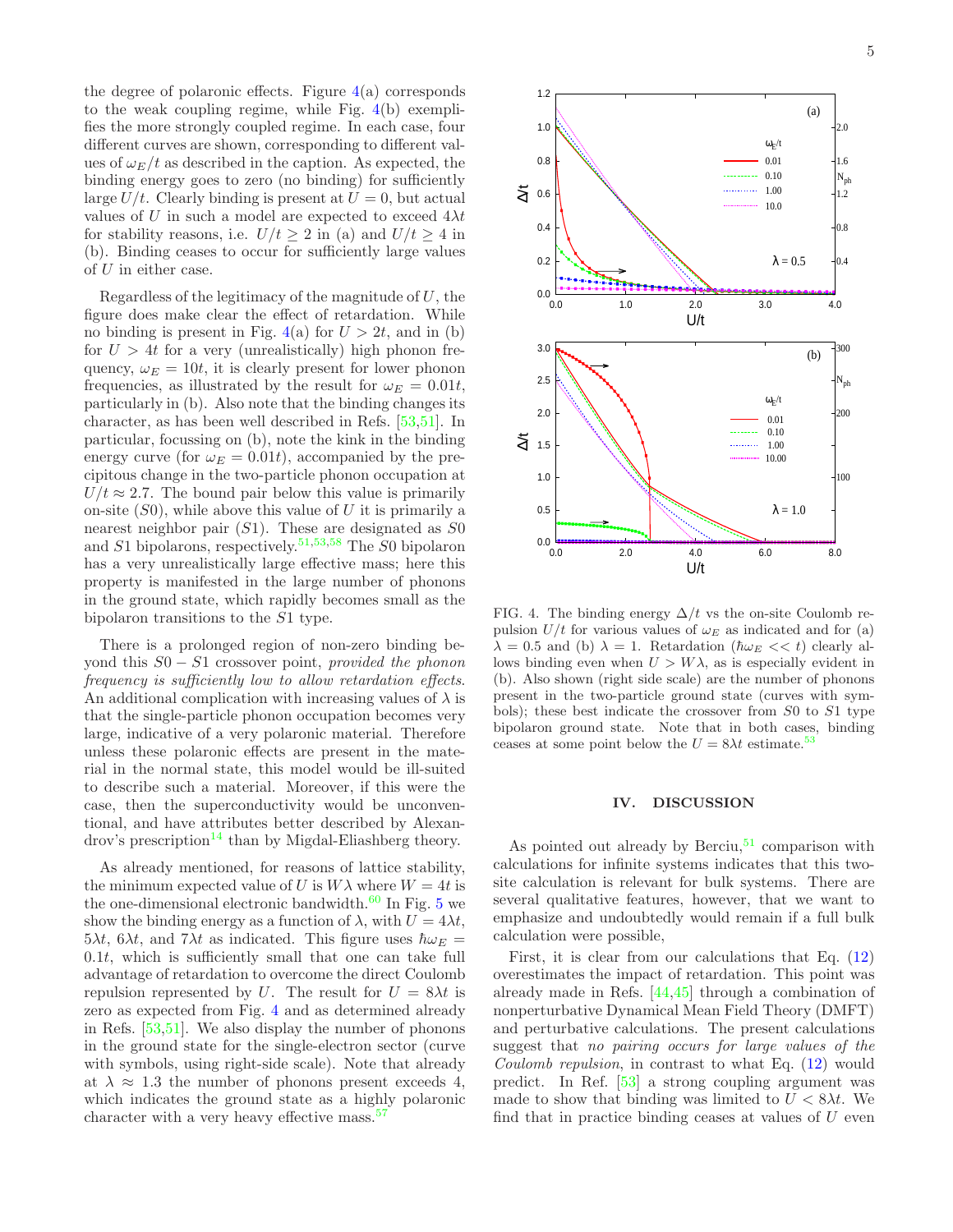the degree of polaronic effects. Figure 4(a) corresponds to the weak coupling regime, while Fig. 4(b) exemplifies the more strongly coupled regime. In each case, four different curves are shown, corresponding to different values of $\omega_E/t$ as described in the caption. As expected, the binding energy goes to zero (no binding) for sufficiently large $U/t$. Clearly binding is present at $U = 0$, but actual values of $U$ in such a model are expected to exceed $4\lambda t$ for stability reasons, i.e. $U/t \geq 2$ in (a) and $U/t \geq 4$ in (b). Binding ceases to occur for sufficiently large values of $U$ in either case.

Regardless of the legitimacy of the magnitude of $U$, the figure does make clear the effect of retardation. While no binding is present in Fig. 4(a) for $U > 2t$, and in (b) for $U > 4t$ for a very (unrealistically) high phonon frequency, $\omega_E = 10t$, it is clearly present for lower phonon frequencies, as illustrated by the result for $\omega_E = 0.01t$, particularly in (b). Also note that the binding changes its character, as has been well described in Refs. [53,51]. In particular, focussing on (b), note the kink in the binding energy curve (for $\omega_E = 0.01t$), accompanied by the precipitous change in the two-particle phonon occupation at $U/t \approx 2.7$. The bound pair below this value is primarily on-site ($S0$), while above this value of $U$ it is primarily a nearest neighbor pair ($S1$). These are designated as $S0$ and $S1$ bipolarons, respectively.[51,53,58] The $S0$ bipolaron has a very unrealistically large effective mass; here this property is manifested in the large number of phonons in the ground state, which rapidly becomes small as the bipolaron transitions to the $S1$ type.

There is a prolonged region of non-zero binding beyond this $S0 - S1$ crossover point, *provided the phonon frequency is sufficiently low to allow retardation effects*. An additional complication with increasing values of $\lambda$ is that the single-particle phonon occupation becomes very large, indicative of a very polaronic material. Therefore unless these polaronic effects are present in the material in the normal state, this model would be ill-suited to describe such a material. Moreover, if this were the case, then the superconductivity would be unconventional, and have attributes better described by Alexandrov's prescription[14] than by Migdal-Eliashberg theory.

As already mentioned, for reasons of lattice stability, the minimum expected value of $U$ is $W\lambda$ where $W = 4t$ is the one-dimensional electronic bandwidth.[60] In Fig. 5 we show the binding energy as a function of $\lambda$, with $U = 4\lambda t$, $5\lambda t$, $6\lambda t$, and $7\lambda t$ as indicated. This figure uses $\hbar\omega_E = 0.1t$, which is sufficiently small that one can take full advantage of retardation to overcome the direct Coulomb repulsion represented by $U$. The result for $U = 8\lambda t$ is zero as expected from Fig. 4 and as determined already in Refs. [53,51]. We also display the number of phonons in the ground state for the single-electron sector (curve with symbols, using right-side scale). Note that already at $\lambda \approx 1.3$ the number of phonons present exceeds 4, which indicates the ground state as a highly polaronic character with a very heavy effective mass.[57]

FIG. 4. The binding energy $\Delta/t$ vs the on-site Coulomb repulsion $U/t$ for various values of $\omega_E$ as indicated and for (a) $\lambda = 0.5$ and (b) $\lambda = 1$. Retardation ($\hbar\omega_E << t$) clearly allows binding even when $U > W\lambda$, as is especially evident in (b). Also shown (right side scale) are the number of phonons present in the two-particle ground state (curves with symbols); these best indicate the crossover from $S0$ to $S1$ type bipolaron ground state. Note that in both cases, binding ceases at some point below the $U = 8\lambda t$ estimate.[53]

## IV. DISCUSSION

As pointed out already by Berciu,[51] comparison with calculations for infinite systems indicates that this two-site calculation is relevant for bulk systems. There are several qualitative features, however, that we want to emphasize and undoubtedly would remain if a full bulk calculation were possible,

First, it is clear from our calculations that Eq. (12) overestimates the impact of retardation. This point was already made in Refs. [44,45] through a combination of nonperturbative Dynamical Mean Field Theory (DMFT) and perturbative calculations. The present calculations suggest that *no pairing occurs for large values of the Coulomb repulsion*, in contrast to what Eq. (12) would predict. In Ref. [53] a strong coupling argument was made to show that binding was limited to $U < 8\lambda t$. We find that in practice binding ceases at values of $U$ even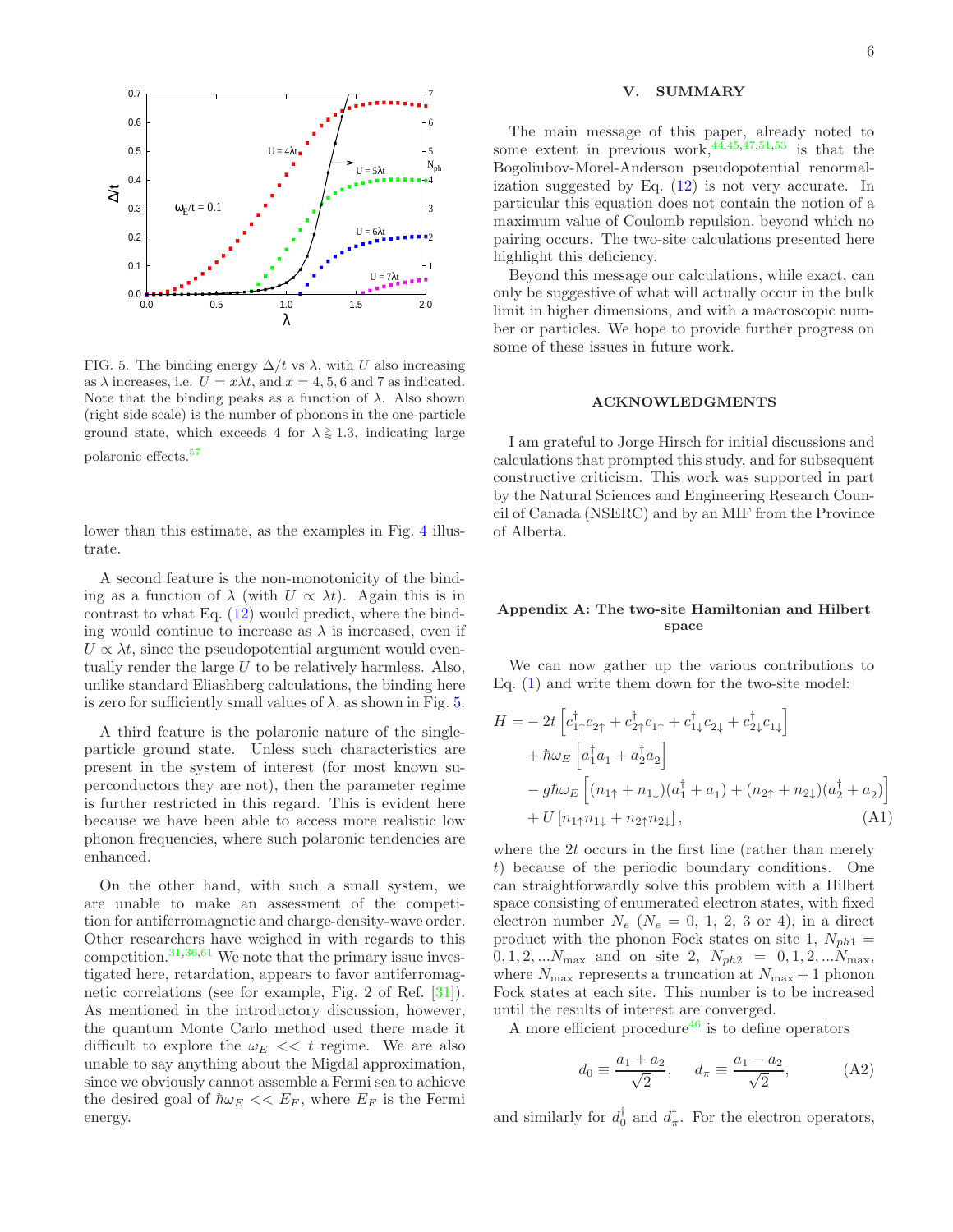FIG. 5. The binding energy $\Delta/t$ vs $\lambda$, with $U$ also increasing as $\lambda$ increases, i.e. $U = x\lambda t$, and $x = 4, 5, 6$ and 7 as indicated. Note that the binding peaks as a function of $\lambda$. Also shown (right side scale) is the number of phonons in the one-particle ground state, which exceeds 4 for $\lambda \gtrapprox 1.3$, indicating large polaronic effects.[57]

lower than this estimate, as the examples in Fig. 4 illustrate.

A second feature is the non-monotonicity of the binding as a function of $\lambda$ (with $U \propto \lambda t$). Again this is in contrast to what Eq. (12) would predict, where the binding would continue to increase as $\lambda$ is increased, even if $U \propto \lambda t$, since the pseudopotential argument would eventually render the large $U$ to be relatively harmless. Also, unlike standard Eliashberg calculations, the binding here is zero for sufficiently small values of $\lambda$, as shown in Fig. 5.

A third feature is the polaronic nature of the single-particle ground state. Unless such characteristics are present in the system of interest (for most known superconductors they are not), then the parameter regime is further restricted in this regard. This is evident here because we have been able to access more realistic low phonon frequencies, where such polaronic tendencies are enhanced.

On the other hand, with such a small system, we are unable to make an assessment of the competition for antiferromagnetic and charge-density-wave order. Other researchers have weighed in with regards to this competition.[31,36,61] We note that the primary issue investigated here, retardation, appears to favor antiferromagnetic correlations (see for example, Fig. 2 of Ref. [31]). As mentioned in the introductory discussion, however, the quantum Monte Carlo method used there made it difficult to explore the $\omega_E << t$ regime. We are also unable to say anything about the Migdal approximation, since we obviously cannot assemble a Fermi sea to achieve the desired goal of $\hbar\omega_E << E_F$, where $E_F$ is the Fermi energy.

## V. SUMMARY

The main message of this paper, already noted to some extent in previous work,[44,45,47,51,53] is that the Bogoliubov-Morel-Anderson pseudopotential renormalization suggested by Eq. (12) is not very accurate. In particular this equation does not contain the notion of a maximum value of Coulomb repulsion, beyond which no pairing occurs. The two-site calculations presented here highlight this deficiency.

Beyond this message our calculations, while exact, can only be suggestive of what will actually occur in the bulk limit in higher dimensions, and with a macroscopic number or particles. We hope to provide further progress on some of these issues in future work.

## ACKNOWLEDGMENTS

I am grateful to Jorge Hirsch for initial discussions and calculations that prompted this study, and for subsequent constructive criticism. This work was supported in part by the Natural Sciences and Engineering Research Council of Canada (NSERC) and by an MIF from the Province of Alberta.

## Appendix A: The two-site Hamiltonian and Hilbert space

We can now gather up the various contributions to Eq. (1) and write them down for the two-site model:

$$
\begin{aligned}
H = &-2t\left[c^\dagger_{1\uparrow}c_{2\uparrow} + c^\dagger_{2\uparrow}c_{1\uparrow} + c^\dagger_{1\downarrow}c_{2\downarrow} + c^\dagger_{2\downarrow}c_{1\downarrow}\right] \\
&+ \hbar\omega_E\left[a^\dagger_1 a_1 + a^\dagger_2 a_2\right] \\
&- g\hbar\omega_E\left[(n_{1\uparrow} + n_{1\downarrow})(a^\dagger_1 + a_1) + (n_{2\uparrow} + n_{2\downarrow})(a^\dagger_2 + a_2)\right] \\
&+ U\left[n_{1\uparrow}n_{1\downarrow} + n_{2\uparrow}n_{2\downarrow}\right], \qquad \text{(A1)}
\end{aligned}
$$

where the $2t$ occurs in the first line (rather than merely $t$) because of the periodic boundary conditions. One can straightforwardly solve this problem with a Hilbert space consisting of enumerated electron states, with fixed electron number $N_e$ ($N_e$ = 0, 1, 2, 3 or 4), in a direct product with the phonon Fock states on site 1, $N_{ph1} = 0, 1, 2, ...N_{\max}$ and on site 2, $N_{ph2} = 0, 1, 2, ...N_{\max}$, where $N_{\max}$ represents a truncation at $N_{\max} + 1$ phonon Fock states at each site. This number is to be increased until the results of interest are converged.

A more efficient procedure[46] is to define operators

$$
d_0 \equiv \frac{a_1 + a_2}{\sqrt{2}}, \quad d_\pi \equiv \frac{a_1 - a_2}{\sqrt{2}}, \qquad \text{(A2)}
$$

and similarly for $d^\dagger_0$ and $d^\dagger_\pi$. For the electron operators,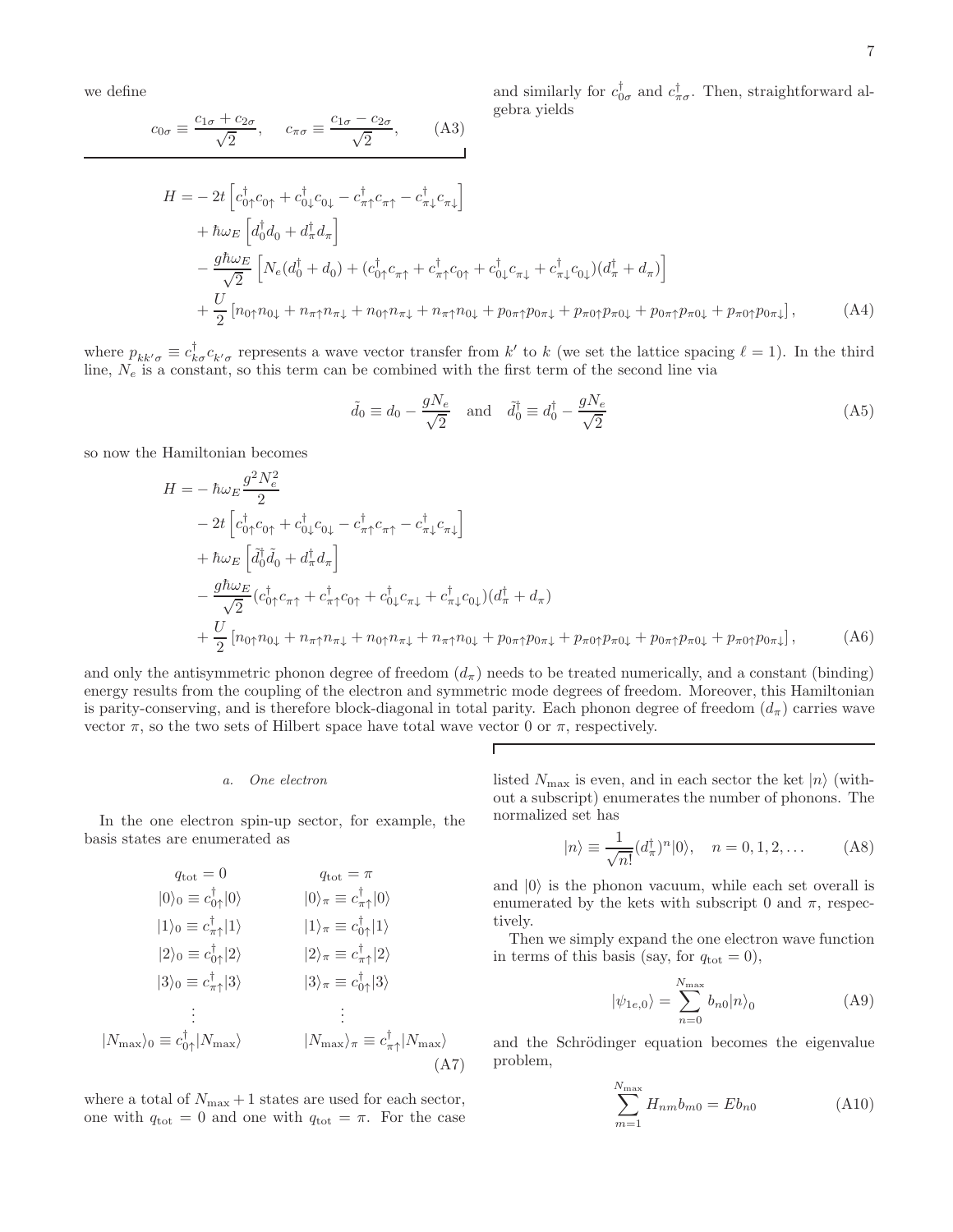we define

$$c_{0\sigma} \equiv \frac{c_{1\sigma} + c_{2\sigma}}{\sqrt{2}}, \quad c_{\pi\sigma} \equiv \frac{c_{1\sigma} - c_{2\sigma}}{\sqrt{2}}, \tag{A3}$$

and similarly for $c^\dagger_{0\sigma}$ and $c^\dagger_{\pi\sigma}$. Then, straightforward algebra yields

$$\begin{aligned}
H = &- 2t\left[c^\dagger_{0\uparrow}c_{0\uparrow} + c^\dagger_{0\downarrow}c_{0\downarrow} - c^\dagger_{\pi\uparrow}c_{\pi\uparrow} - c^\dagger_{\pi\downarrow}c_{\pi\downarrow}\right] \\
&+ \hbar\omega_E\left[d^\dagger_0 d_0 + d^\dagger_\pi d_\pi\right] \\
&- \frac{g\hbar\omega_E}{\sqrt{2}}\left[N_e(d^\dagger_0 + d_0) + (c^\dagger_{0\uparrow}c_{\pi\uparrow} + c^\dagger_{\pi\uparrow}c_{0\uparrow} + c^\dagger_{0\downarrow}c_{\pi\downarrow} + c^\dagger_{\pi\downarrow}c_{0\downarrow})(d^\dagger_\pi + d_\pi)\right] \\
&+ \frac{U}{2}\left[n_{0\uparrow}n_{0\downarrow} + n_{\pi\uparrow}n_{\pi\downarrow} + n_{0\uparrow}n_{\pi\downarrow} + n_{\pi\uparrow}n_{0\downarrow} + p_{0\pi\uparrow}p_{0\pi\downarrow} + p_{\pi0\uparrow}p_{\pi0\downarrow} + p_{0\pi\uparrow}p_{\pi0\downarrow} + p_{\pi0\uparrow}p_{0\pi\downarrow}\right],
\end{aligned} \tag{A4}$$

where $p_{kk'\sigma} \equiv c^\dagger_{k\sigma}c_{k'\sigma}$ represents a wave vector transfer from $k'$ to $k$ (we set the lattice spacing $\ell = 1$). In the third line, $N_e$ is a constant, so this term can be combined with the first term of the second line via

$$\tilde{d}_0 \equiv d_0 - \frac{gN_e}{\sqrt{2}} \quad \text{and} \quad \tilde{d}^\dagger_0 \equiv d^\dagger_0 - \frac{gN_e}{\sqrt{2}} \tag{A5}$$

so now the Hamiltonian becomes

$$\begin{aligned}
H = &- \hbar\omega_E\frac{g^2N_e^2}{2} \\
&- 2t\left[c^\dagger_{0\uparrow}c_{0\uparrow} + c^\dagger_{0\downarrow}c_{0\downarrow} - c^\dagger_{\pi\uparrow}c_{\pi\uparrow} - c^\dagger_{\pi\downarrow}c_{\pi\downarrow}\right] \\
&+ \hbar\omega_E\left[\tilde{d}^\dagger_0\tilde{d}_0 + d^\dagger_\pi d_\pi\right] \\
&- \frac{g\hbar\omega_E}{\sqrt{2}}(c^\dagger_{0\uparrow}c_{\pi\uparrow} + c^\dagger_{\pi\uparrow}c_{0\uparrow} + c^\dagger_{0\downarrow}c_{\pi\downarrow} + c^\dagger_{\pi\downarrow}c_{0\downarrow})(d^\dagger_\pi + d_\pi) \\
&+ \frac{U}{2}\left[n_{0\uparrow}n_{0\downarrow} + n_{\pi\uparrow}n_{\pi\downarrow} + n_{0\uparrow}n_{\pi\downarrow} + n_{\pi\uparrow}n_{0\downarrow} + p_{0\pi\uparrow}p_{0\pi\downarrow} + p_{\pi0\uparrow}p_{\pi0\downarrow} + p_{0\pi\uparrow}p_{\pi0\downarrow} + p_{\pi0\uparrow}p_{0\pi\downarrow}\right],
\end{aligned} \tag{A6}$$

and only the antisymmetric phonon degree of freedom ($d_\pi$) needs to be treated numerically, and a constant (binding) energy results from the coupling of the electron and symmetric mode degrees of freedom. Moreover, this Hamiltonian is parity-conserving, and is therefore block-diagonal in total parity. Each phonon degree of freedom ($d_\pi$) carries wave vector $\pi$, so the two sets of Hilbert space have total wave vector 0 or $\pi$, respectively.

#### a. One electron

In the one electron spin-up sector, for example, the basis states are enumerated as

$$\begin{array}{cc}
q_{\rm tot} = 0 & q_{\rm tot} = \pi \\
|0\rangle_0 \equiv c^\dagger_{0\uparrow}|0\rangle & |0\rangle_\pi \equiv c^\dagger_{\pi\uparrow}|0\rangle \\
|1\rangle_0 \equiv c^\dagger_{\pi\uparrow}|1\rangle & |1\rangle_\pi \equiv c^\dagger_{0\uparrow}|1\rangle \\
|2\rangle_0 \equiv c^\dagger_{0\uparrow}|2\rangle & |2\rangle_\pi \equiv c^\dagger_{\pi\uparrow}|2\rangle \\
|3\rangle_0 \equiv c^\dagger_{\pi\uparrow}|3\rangle & |3\rangle_\pi \equiv c^\dagger_{0\uparrow}|3\rangle \\
\vdots & \vdots \\
|N_{\rm max}\rangle_0 \equiv c^\dagger_{0\uparrow}|N_{\rm max}\rangle & |N_{\rm max}\rangle_\pi \equiv c^\dagger_{\pi\uparrow}|N_{\rm max}\rangle
\end{array} \tag{A7}$$

where a total of $N_{\rm max}+1$ states are used for each sector, one with $q_{\rm tot} = 0$ and one with $q_{\rm tot} = \pi$. For the case listed $N_{\rm max}$ is even, and in each sector the ket $|n\rangle$ (without a subscript) enumerates the number of phonons. The normalized set has

$$|n\rangle \equiv \frac{1}{\sqrt{n!}}(d^\dagger_\pi)^n|0\rangle, \quad n = 0, 1, 2, \dots \tag{A8}$$

and $|0\rangle$ is the phonon vacuum, while each set overall is enumerated by the kets with subscript 0 and $\pi$, respectively.

Then we simply expand the one electron wave function in terms of this basis (say, for $q_{\rm tot} = 0$),

$$|\psi_{1e,0}\rangle = \sum_{n=0}^{N_{\rm max}} b_{n0}|n\rangle_0 \tag{A9}$$

and the Schrödinger equation becomes the eigenvalue problem,

$$\sum_{m=1}^{N_{\rm max}} H_{nm}b_{m0} = Eb_{n0} \tag{A10}$$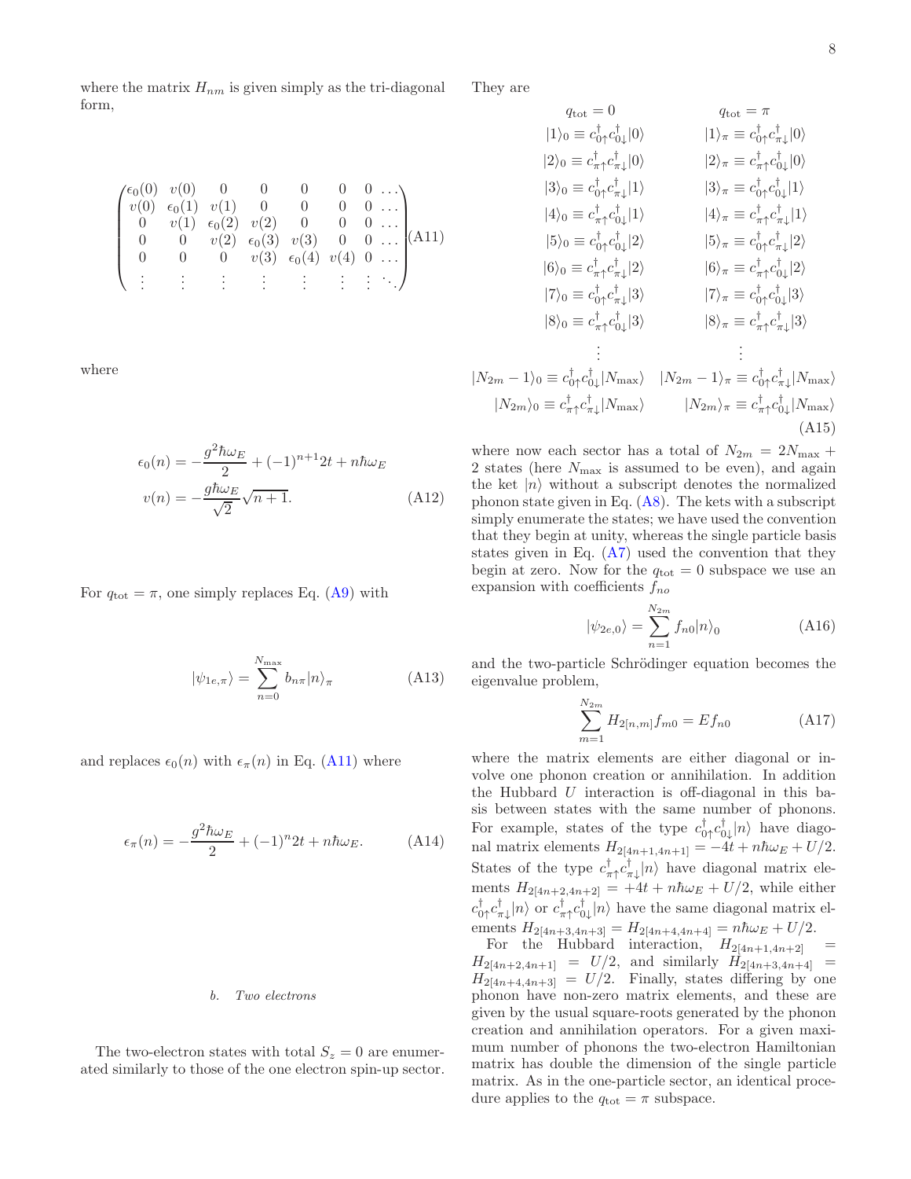where the matrix $H_{nm}$ is given simply as the tri-diagonal form,

$$\begin{pmatrix} \epsilon_0(0) & v(0) & 0 & 0 & 0 & 0 & 0 & \dots \\ v(0) & \epsilon_0(1) & v(1) & 0 & 0 & 0 & 0 & \dots \\ 0 & v(1) & \epsilon_0(2) & v(2) & 0 & 0 & 0 & \dots \\ 0 & 0 & v(2) & \epsilon_0(3) & v(3) & 0 & 0 & \dots \\ 0 & 0 & 0 & v(3) & \epsilon_0(4) & v(4) & 0 & \dots \\ \vdots & \vdots & \vdots & \vdots & \vdots & \vdots & \vdots & \ddots \end{pmatrix} \tag{A11}$$

where

$$\begin{aligned} \epsilon_0(n) &= -\frac{g^2\hbar\omega_E}{2} + (-1)^{n+1}2t + n\hbar\omega_E \\ v(n) &= -\frac{g\hbar\omega_E}{\sqrt{2}}\sqrt{n+1}. \end{aligned} \tag{A12}$$

For $q_{\rm tot} = \pi$, one simply replaces Eq. (A9) with

$$|\psi_{1e,\pi}\rangle = \sum_{n=0}^{N_{\rm max}} b_{n\pi}|n\rangle_\pi \tag{A13}$$

and replaces $\epsilon_0(n)$ with $\epsilon_\pi(n)$ in Eq. (A11) where

$$\epsilon_\pi(n) = -\frac{g^2\hbar\omega_E}{2} + (-1)^n 2t + n\hbar\omega_E. \tag{A14}$$

#### b. Two electrons

The two-electron states with total $S_z = 0$ are enumerated similarly to those of the one electron spin-up sector. They are

$$\begin{array}{cc} q_{\rm tot} = 0 & q_{\rm tot} = \pi \\ |1\rangle_0 \equiv c^\dagger_{0\uparrow}c^\dagger_{0\downarrow}|0\rangle & |1\rangle_\pi \equiv c^\dagger_{0\uparrow}c^\dagger_{\pi\downarrow}|0\rangle \\ |2\rangle_0 \equiv c^\dagger_{\pi\uparrow}c^\dagger_{\pi\downarrow}|0\rangle & |2\rangle_\pi \equiv c^\dagger_{\pi\uparrow}c^\dagger_{0\downarrow}|0\rangle \\ |3\rangle_0 \equiv c^\dagger_{0\uparrow}c^\dagger_{\pi\downarrow}|1\rangle & |3\rangle_\pi \equiv c^\dagger_{0\uparrow}c^\dagger_{0\downarrow}|1\rangle \\ |4\rangle_0 \equiv c^\dagger_{\pi\uparrow}c^\dagger_{0\downarrow}|1\rangle & |4\rangle_\pi \equiv c^\dagger_{\pi\uparrow}c^\dagger_{\pi\downarrow}|1\rangle \\ |5\rangle_0 \equiv c^\dagger_{0\uparrow}c^\dagger_{0\downarrow}|2\rangle & |5\rangle_\pi \equiv c^\dagger_{0\uparrow}c^\dagger_{\pi\downarrow}|2\rangle \\ |6\rangle_0 \equiv c^\dagger_{\pi\uparrow}c^\dagger_{\pi\downarrow}|2\rangle & |6\rangle_\pi \equiv c^\dagger_{\pi\uparrow}c^\dagger_{0\downarrow}|2\rangle \\ |7\rangle_0 \equiv c^\dagger_{0\uparrow}c^\dagger_{\pi\downarrow}|3\rangle & |7\rangle_\pi \equiv c^\dagger_{0\uparrow}c^\dagger_{0\downarrow}|3\rangle \\ |8\rangle_0 \equiv c^\dagger_{\pi\uparrow}c^\dagger_{0\downarrow}|3\rangle & |8\rangle_\pi \equiv c^\dagger_{\pi\uparrow}c^\dagger_{\pi\downarrow}|3\rangle \\ \vdots & \vdots \\ |N_{2m}-1\rangle_0 \equiv c^\dagger_{0\uparrow}c^\dagger_{0\downarrow}|N_{\rm max}\rangle & |N_{2m}-1\rangle_\pi \equiv c^\dagger_{0\uparrow}c^\dagger_{\pi\downarrow}|N_{\rm max}\rangle \\ |N_{2m}\rangle_0 \equiv c^\dagger_{\pi\uparrow}c^\dagger_{\pi\downarrow}|N_{\rm max}\rangle & |N_{2m}\rangle_\pi \equiv c^\dagger_{\pi\uparrow}c^\dagger_{0\downarrow}|N_{\rm max}\rangle \end{array} \tag{A15}$$

where now each sector has a total of $N_{2m} = 2N_{\rm max} + 2$ states (here $N_{\rm max}$ is assumed to be even), and again the ket $|n\rangle$ without a subscript denotes the normalized phonon state given in Eq. (A8). The kets with a subscript simply enumerate the states; we have used the convention that they begin at unity, whereas the single particle basis states given in Eq. (A7) used the convention that they begin at zero. Now for the $q_{\rm tot} = 0$ subspace we use an expansion with coefficients $f_{no}$

$$|\psi_{2e,0}\rangle = \sum_{n=1}^{N_{2m}} f_{n0}|n\rangle_0 \tag{A16}$$

and the two-particle Schrödinger equation becomes the eigenvalue problem,

$$\sum_{m=1}^{N_{2m}} H_{2[n,m]}f_{m0} = Ef_{n0} \tag{A17}$$

where the matrix elements are either diagonal or involve one phonon creation or annihilation. In addition the Hubbard $U$ interaction is off-diagonal in this basis between states with the same number of phonons. For example, states of the type $c^\dagger_{0\uparrow}c^\dagger_{0\downarrow}|n\rangle$ have diagonal matrix elements $H_{2[4n+1,4n+1]} = -4t + n\hbar\omega_E + U/2$. States of the type $c^\dagger_{\pi\uparrow}c^\dagger_{\pi\downarrow}|n\rangle$ have diagonal matrix elements $H_{2[4n+2,4n+2]} = +4t + n\hbar\omega_E + U/2$, while either $c^\dagger_{0\uparrow}c^\dagger_{\pi\downarrow}|n\rangle$ or $c^\dagger_{\pi\uparrow}c^\dagger_{0\downarrow}|n\rangle$ have the same diagonal matrix elements $H_{2[4n+3,4n+3]} = H_{2[4n+4,4n+4]} = n\hbar\omega_E + U/2$.

For the Hubbard interaction, $H_{2[4n+1,4n+2]} = H_{2[4n+2,4n+1]} = U/2$, and similarly $H_{2[4n+3,4n+4]} = H_{2[4n+4,4n+3]} = U/2$. Finally, states differing by one phonon have non-zero matrix elements, and these are given by the usual square-roots generated by the phonon creation and annihilation operators. For a given maximum number of phonons the two-electron Hamiltonian matrix has double the dimension of the single particle matrix. As in the one-particle sector, an identical procedure applies to the $q_{\rm tot} = \pi$ subspace.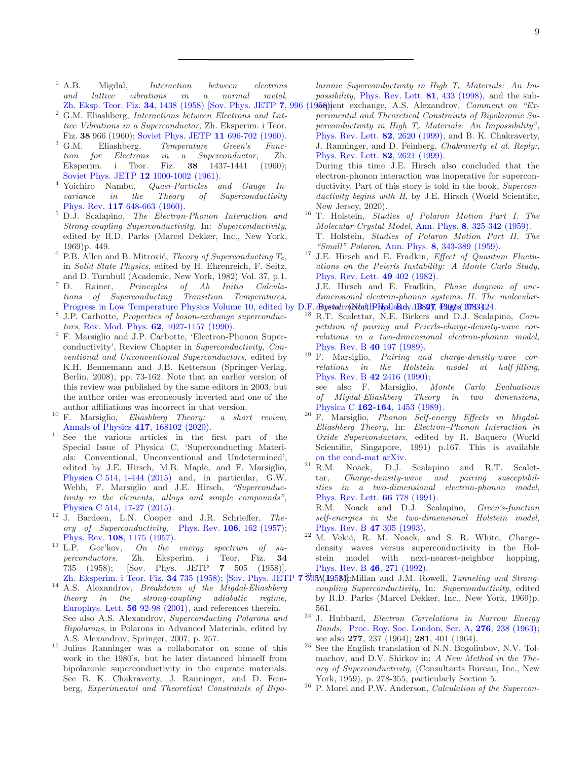[1] A.B. Migdal, *Interaction between electrons and lattice vibrations in a normal metal*, Zh. Eksp. Teor. Fiz. **34**, 1438 (1958) [Sov. Phys. JETP **7**, 996 (1958)].

[2] G.M. Eliashberg, *Interactions between Electrons and Lattice Vibrations in a Superconductor,* Zh. Eksperim. i Teor. Fiz. **38** 966 (1960); Soviet Phys. JETP **11** 696-702 (1960).

[3] G.M. Eliashberg, *Temperature Green's Function for Electrons in a Superconductor,* Zh. Eksperim. i Teor. Fiz. **38** 1437-1441 (1960); Soviet Phys. JETP **12** 1000-1002 (1961).

[4] Yoichiro Nambu, *Quasi-Particles and Gauge Invariance in the Theory of Superconductivity* Phys. Rev. **117** 648-663 (1960).

[5] D.J. Scalapino, *The Electron-Phonon Interaction and Strong-coupling Superconductivity,* In: *Superconductivity*, edited by R.D. Parks (Marcel Dekker, Inc., New York, 1969)p. 449.

[6] P.B. Allen and B. Mitrović, *Theory of Superconducting $T_c$*, in *Solid State Physics*, edited by H. Ehrenreich, F. Seitz, and D. Turnbull (Academic, New York, 1982) Vol. 37, p.1.

[7] D. Rainer, *Principles of Ab Initio Calculations of Superconducting Transition Temperatures,* Progress in Low Temperature Physics Volume 10, edited by D.F. Brewer (North-Holland, 1986), Pages 371-424.

[8] J.P. Carbotte, *Properties of boson-exchange superconductors*, Rev. Mod. Phys. **62**, 1027-1157 (1990).

[9] F. Marsiglio and J.P. Carbotte, 'Electron-Phonon Superconductivity', Review Chapter in *Superconductivity, Conventional and Unconventional Superconductors*, edited by K.H. Bennemann and J.B. Ketterson (Springer-Verlag, Berlin, 2008), pp. 73-162. Note that an earlier version of this review was published by the same editors in 2003, but the author order was erroneously inverted and one of the author affiliations was incorrect in that version.

[10] F. Marsiglio, *Eliashberg Theory: a short review*, Annals of Physics **417**, 168102 (2020).

[11] See the various articles in the first part of the Special Issue of Physica C, 'Superconducting Materials: Conventional, Unconventional and Undetermined', edited by J.E. Hirsch, M.B. Maple, and F. Marsiglio, Physica C 514, 1-444 (2015) and, in particular, G.W. Webb, F. Marsiglio and J.E. Hirsch, *"Superconductivity in the elements, alloys and simple compounds"*, Physica C 514, 17-27 (2015).

[12] J. Bardeen, L.N. Cooper and J.R. Schrieffer, *Theory of Superconductivity*, Phys. Rev. **106**, 162 (1957); Phys. Rev. **108**, 1175 (1957).

[13] L.P. Gor'kov, *On the energy spectrum of superconductors,* Zh. Eksperim. i Teor. Fiz. **34** 735 (1958); [Sov. Phys. JETP **7** 505 (1958)]. Zh. Eksperim. i Teor. Fiz. **34** 735 (1958); [Sov. Phys. JETP **7** 505 (1958)].

[14] A.S. Alexandrov, *Breakdown of the Migdal-Eliashberg theory in the strong-coupling adiabatic regime,* Europhys. Lett. **56** 92-98 (2001), and references therein. See also A.S. Alexandrov, *Superconducting Polarons and Bipolarons*, in Polarons in Advanced Materials, edited by A.S. Alexandrov, Springer, 2007, p. 257.

[15] Julius Ranninger was a collaborator on some of this work in the 1980's, but he later distanced himself from bipolaronic superconductivity in the cuprate materials. See B. K. Chakraverty, J. Ranninger, and D. Feinberg, *Experimental and Theoretical Constraints of Bipolaronic Superconductivity in High $T_c$ Materials: An Impossibility*, Phys. Rev. Lett. **81**, 433 (1998), and the subsequent exchange, A.S. Alexandrov, *Comment on "Experimental and Theoretical Constraints of Bipolaronic Superconductivity in High $T_c$ Materials: An Impossibility"*, Phys. Rev. Lett. **82**, 2620 (1999), and B. K. Chakraverty, J. Ranninger, and D. Feinberg, *Chakraverty et al. Reply:*, Phys. Rev. Lett. **82**, 2621 (1999).
During this time J.E. Hirsch also concluded that the electron-phonon interaction was inoperative for superconductivity. Part of this story is told in the book, *Superconductivity begins with H*, by J.E. Hirsch (World Scientific, New Jersey, 2020).

[16] T. Holstein, *Studies of Polaron Motion Part I. The Molecular-Crystal Model*, Ann. Phys. **8**, 325-342 (1959).
T. Holstein, *Studies of Polaron Motion Part II. The "Small" Polaron*, Ann. Phys. **8**, 343-389 (1959).

[17] J.E. Hirsch and E. Fradkin, *Effect of Quantum Fluctuations on the Peierls Instability: A Monte Carlo Study*, Phys. Rev. Lett. **49** 402 (1982).
J.E. Hirsch and E. Fradkin, *Phase diagram of one-dimensional electron-phonon systems. II. The molecular-crystal model*, Phys. Rev. B **27**, 4302 (1983).

[18] R.T. Scalettar, N.E. Bickers and D.J. Scalapino, *Competition of pairing and Peierls-charge-density-wave correlations in a two-dimensional electron-phonon model,* Phys. Rev. B **40** 197 (1989).

[19] F. Marsiglio, *Pairing and charge-density-wave correlations in the Holstein model at half-filling*, Phys. Rev. B **42** 2416 (1990);
see also F. Marsiglio, *Monte Carlo Evaluations of Migdal-Eliashberg Theory in two dimensions*, Physica C **162-164**, 1453 (1989).

[20] F. Marsiglio, *Phonon Self-energy Effects in Migdal-Eliashberg Theory*, In: *Electron–Phonon Interaction in Oxide Superconductors*, edited by R. Baquero (World Scientific, Singapore, 1991) p.167. This is available on the cond-mat arXiv.

[21] R.M. Noack, D.J. Scalapino and R.T. Scalettar, *Charge-density-wave and pairing susceptibilities in a two-dimensional electron-phonon model*, Phys. Rev. Lett. **66** 778 (1991).
R.M. Noack and D.J. Scalapino, *Green's-function self-energies in the two-dimensional Holstein model*, Phys. Rev. B **47** 305 (1993).

[22] M. Vekić, R. M. Noack, and S. R. White, *C*harge-density waves versus superconductivity in the Holstein model with next-nearest-neighbor hopping, Phys. Rev. B **46**, 271 (1992).

[23] W.L. McMillan and J.M. Rowell, *Tunneling and Strong-coupling Superconductivity*, In: *Superconductivity*, edited by R.D. Parks (Marcel Dekker, Inc., New York, 1969)p. 561.

[24] J. Hubbard, *Electron Correlations in Narrow Energy Bands*, Proc. Roy. Soc. London, Ser. A, **276**, 238 (1963); see also **277**, 237 (1964); **281**, 401 (1964).

[25] See the English translation of N.N. Bogoliubov, N.V. Tolmachov, and D.V. Shirkov in: *A New Method in the Theory of Superconductivity*, (Consultants Bureau, Inc., New York, 1959), p. 278-355, particularly Section 5.

[26] P. Morel and P.W. Anderson, *Calculation of the Supercon-*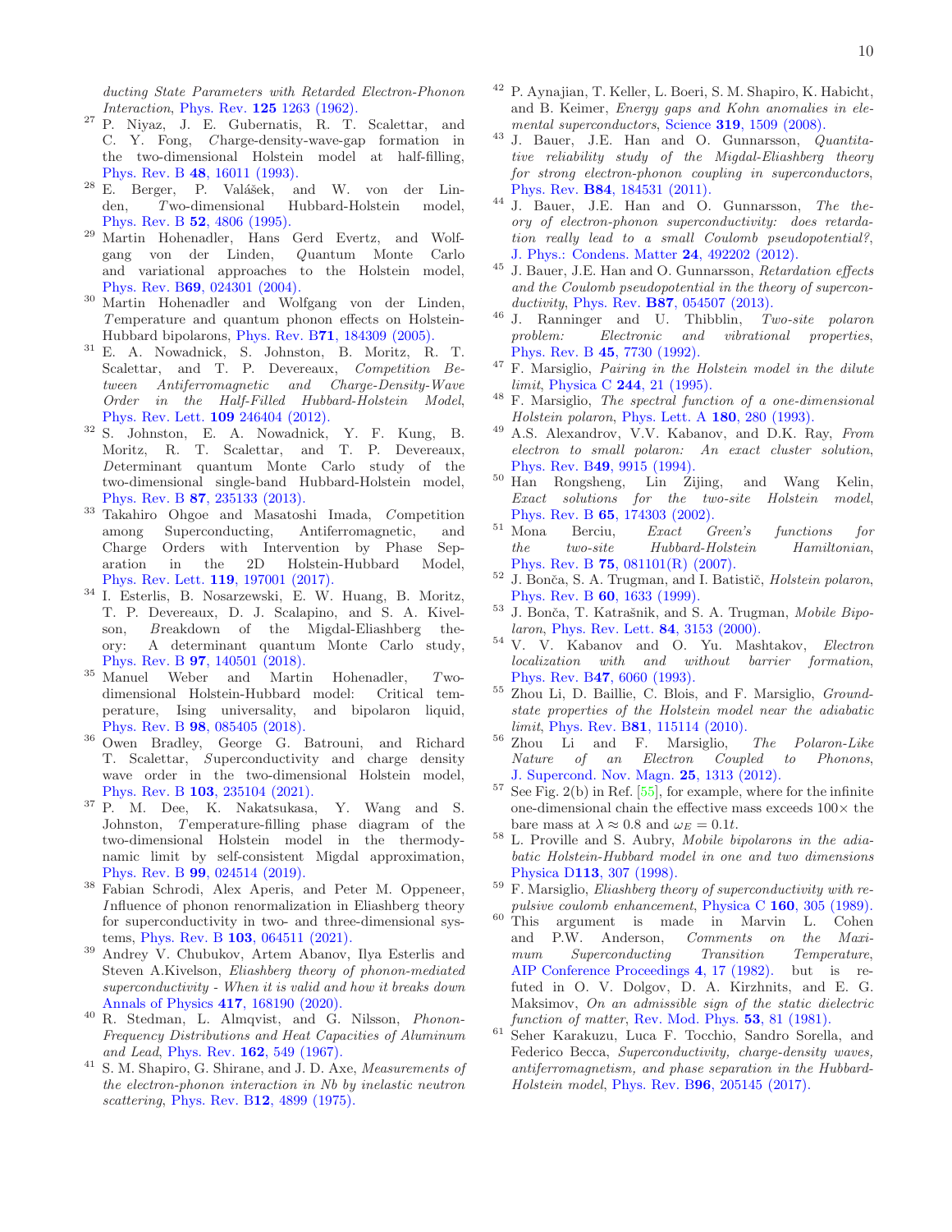*ducting State Parameters with Retarded Electron-Phonon Interaction*, Phys. Rev. **125** 1263 (1962).

[27] P. Niyaz, J. E. Gubernatis, R. T. Scalettar, and C. Y. Fong, *Charge-density-wave-gap formation in the two-dimensional Holstein model at half-filling*, Phys. Rev. B **48**, 16011 (1993).

[28] E. Berger, P. Valášek, and W. von der Linden, *Two-dimensional Hubbard-Holstein model*, Phys. Rev. B **52**, 4806 (1995).

[29] Martin Hohenadler, Hans Gerd Evertz, and Wolfgang von der Linden, *Quantum Monte Carlo and variational approaches to the Holstein model*, Phys. Rev. B**69**, 024301 (2004).

[30] Martin Hohenadler and Wolfgang von der Linden, *Temperature and quantum phonon effects on Holstein-Hubbard bipolarons*, Phys. Rev. B**71**, 184309 (2005).

[31] E. A. Nowadnick, S. Johnston, B. Moritz, R. T. Scalettar, and T. P. Devereaux, *Competition Between Antiferromagnetic and Charge-Density-Wave Order in the Half-Filled Hubbard-Holstein Model*, Phys. Rev. Lett. **109** 246404 (2012).

[32] S. Johnston, E. A. Nowadnick, Y. F. Kung, B. Moritz, R. T. Scalettar, and T. P. Devereaux, *Determinant quantum Monte Carlo study of the two-dimensional single-band Hubbard-Holstein model*, Phys. Rev. B **87**, 235133 (2013).

[33] Takahiro Ohgoe and Masatoshi Imada, *Competition among Superconducting, Antiferromagnetic, and Charge Orders with Intervention by Phase Separation in the 2D Holstein-Hubbard Model*, Phys. Rev. Lett. **119**, 197001 (2017).

[34] I. Esterlis, B. Nosarzewski, E. W. Huang, B. Moritz, T. P. Devereaux, D. J. Scalapino, and S. A. Kivelson, *Breakdown of the Migdal-Eliashberg theory: A determinant quantum Monte Carlo study*, Phys. Rev. B **97**, 140501 (2018).

[35] Manuel Weber and Martin Hohenadler, *Two-dimensional Holstein-Hubbard model: Critical temperature, Ising universality, and bipolaron liquid*, Phys. Rev. B **98**, 085405 (2018).

[36] Owen Bradley, George G. Batrouni, and Richard T. Scalettar, *Superconductivity and charge density wave order in the two-dimensional Holstein model*, Phys. Rev. B **103**, 235104 (2021).

[37] P. M. Dee, K. Nakatsukasa, Y. Wang and S. Johnston, *Temperature-filling phase diagram of the two-dimensional Holstein model in the thermodynamic limit by self-consistent Migdal approximation*, Phys. Rev. B **99**, 024514 (2019).

[38] Fabian Schrodi, Alex Aperis, and Peter M. Oppeneer, *Influence of phonon renormalization in Eliashberg theory for superconductivity in two- and three-dimensional systems*, Phys. Rev. B **103**, 064511 (2021).

[39] Andrey V. Chubukov, Artem Abanov, Ilya Esterlis and Steven A.Kivelson, *Eliashberg theory of phonon-mediated superconductivity - When it is valid and how it breaks down* Annals of Physics **417**, 168190 (2020).

[40] R. Stedman, L. Almqvist, and G. Nilsson, *Phonon-Frequency Distributions and Heat Capacities of Aluminum and Lead*, Phys. Rev. **162**, 549 (1967).

[41] S. M. Shapiro, G. Shirane, and J. D. Axe, *Measurements of the electron-phonon interaction in Nb by inelastic neutron scattering*, Phys. Rev. B**12**, 4899 (1975).

[42] P. Aynajian, T. Keller, L. Boeri, S. M. Shapiro, K. Habicht, and B. Keimer, *Energy gaps and Kohn anomalies in elemental superconductors*, Science **319**, 1509 (2008).

[43] J. Bauer, J.E. Han and O. Gunnarsson, *Quantitative reliability study of the Migdal-Eliashberg theory for strong electron-phonon coupling in superconductors*, Phys. Rev. **B84**, 184531 (2011).

[44] J. Bauer, J.E. Han and O. Gunnarsson, *The theory of electron-phonon superconductivity: does retardation really lead to a small Coulomb pseudopotential?*, J. Phys.: Condens. Matter **24**, 492202 (2012).

[45] J. Bauer, J.E. Han and O. Gunnarsson, *Retardation effects and the Coulomb pseudopotential in the theory of superconductivity*, Phys. Rev. **B87**, 054507 (2013).

[46] J. Ranninger and U. Thibblin, *Two-site polaron problem: Electronic and vibrational properties*, Phys. Rev. B **45**, 7730 (1992).

[47] F. Marsiglio, *Pairing in the Holstein model in the dilute limit*, Physica C **244**, 21 (1995).

[48] F. Marsiglio, *The spectral function of a one-dimensional Holstein polaron*, Phys. Lett. A **180**, 280 (1993).

[49] A.S. Alexandrov, V.V. Kabanov, and D.K. Ray, *From electron to small polaron: An exact cluster solution*, Phys. Rev. B**49**, 9915 (1994).

[50] Han Rongsheng, Lin Zijing, and Wang Kelin, *Exact solutions for the two-site Holstein model*, Phys. Rev. B **65**, 174303 (2002).

[51] Mona Berciu, *Exact Green's functions for the two-site Hubbard-Holstein Hamiltonian*, Phys. Rev. B **75**, 081101(R) (2007).

[52] J. Bonča, S. A. Trugman, and I. Batistič, *Holstein polaron*, Phys. Rev. B **60**, 1633 (1999).

[53] J. Bonča, T. Katrašnik, and S. A. Trugman, *Mobile Bipolaron*, Phys. Rev. Lett. **84**, 3153 (2000).

[54] V. V. Kabanov and O. Yu. Mashtakov, *Electron localization with and without barrier formation*, Phys. Rev. B**47**, 6060 (1993).

[55] Zhou Li, D. Baillie, C. Blois, and F. Marsiglio, *Ground-state properties of the Holstein model near the adiabatic limit*, Phys. Rev. B**81**, 115114 (2010).

[56] Zhou Li and F. Marsiglio, *The Polaron-Like Nature of an Electron Coupled to Phonons*, J. Supercond. Nov. Magn. **25**, 1313 (2012).

[57] See Fig. 2(b) in Ref. [55], for example, where for the infinite one-dimensional chain the effective mass exceeds 100× the bare mass at $\lambda \approx 0.8$ and $\omega_E = 0.1t$.

[58] L. Proville and S. Aubry, *Mobile bipolarons in the adiabatic Holstein-Hubbard model in one and two dimensions* Physica D**113**, 307 (1998).

[59] F. Marsiglio, *Eliashberg theory of superconductivity with repulsive coulomb enhancement*, Physica C **160**, 305 (1989).

[60] This argument is made in Marvin L. Cohen and P.W. Anderson, *Comments on the Maximum Superconducting Transition Temperature*, AIP Conference Proceedings **4**, 17 (1982). but is refuted in O. V. Dolgov, D. A. Kirzhnits, and E. G. Maksimov, *On an admissible sign of the static dielectric function of matter*, Rev. Mod. Phys. **53**, 81 (1981).

[61] Seher Karakuzu, Luca F. Tocchio, Sandro Sorella, and Federico Becca, *Superconductivity, charge-density waves, antiferromagnetism, and phase separation in the Hubbard-Holstein model*, Phys. Rev. B**96**, 205145 (2017).